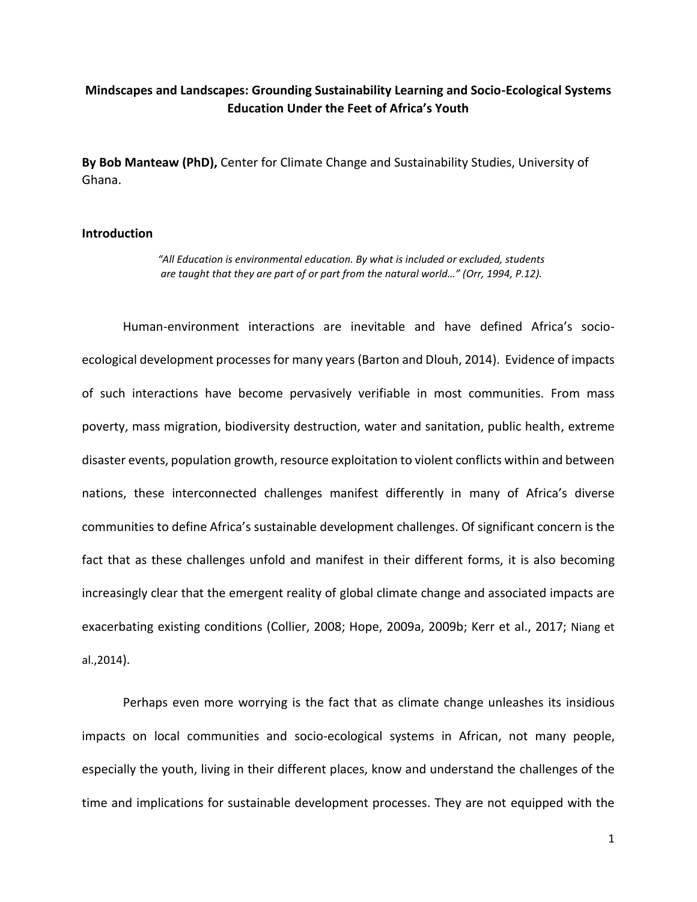# Mindscapes and Landscapes: Grounding Sustainability Learning and Socio-Ecological Systems Education Under the Feet of Africa's Youth

**By Bob Manteaw (PhD),** Center for Climate Change and Sustainability Studies, University of Ghana.

## Introduction

> *"All Education is environmental education. By what is included or excluded, students are taught that they are part of or part from the natural world…" (Orr, 1994, P.12).*

Human-environment interactions are inevitable and have defined Africa's socio-ecological development processes for many years (Barton and Dlouh, 2014). Evidence of impacts of such interactions have become pervasively verifiable in most communities. From mass poverty, mass migration, biodiversity destruction, water and sanitation, public health, extreme disaster events, population growth, resource exploitation to violent conflicts within and between nations, these interconnected challenges manifest differently in many of Africa's diverse communities to define Africa's sustainable development challenges. Of significant concern is the fact that as these challenges unfold and manifest in their different forms, it is also becoming increasingly clear that the emergent reality of global climate change and associated impacts are exacerbating existing conditions (Collier, 2008; Hope, 2009a, 2009b; Kerr et al., 2017; Niang et al.,2014).

Perhaps even more worrying is the fact that as climate change unleashes its insidious impacts on local communities and socio-ecological systems in African, not many people, especially the youth, living in their different places, know and understand the challenges of the time and implications for sustainable development processes. They are not equipped with the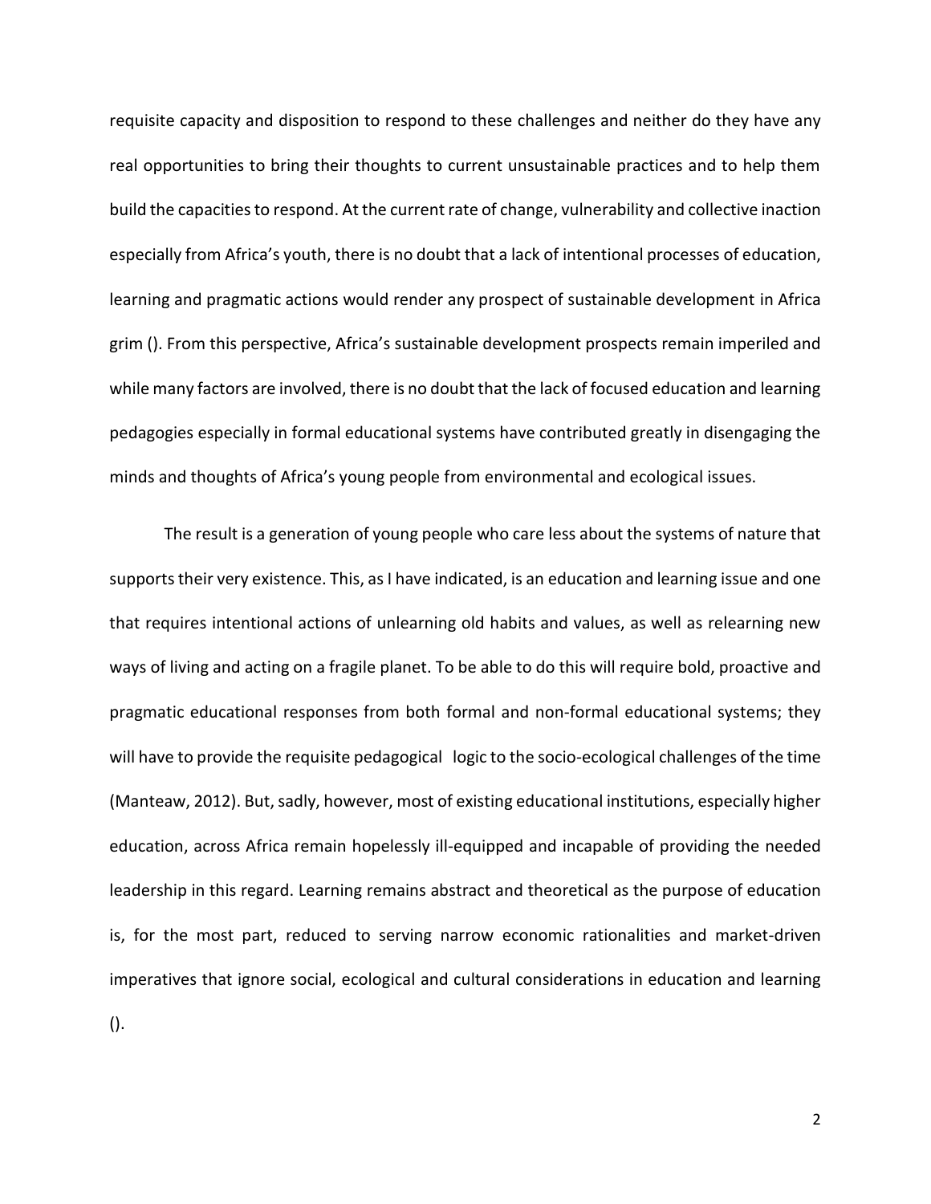requisite capacity and disposition to respond to these challenges and neither do they have any real opportunities to bring their thoughts to current unsustainable practices and to help them build the capacities to respond. At the current rate of change, vulnerability and collective inaction especially from Africa's youth, there is no doubt that a lack of intentional processes of education, learning and pragmatic actions would render any prospect of sustainable development in Africa grim (). From this perspective, Africa's sustainable development prospects remain imperiled and while many factors are involved, there is no doubt that the lack of focused education and learning pedagogies especially in formal educational systems have contributed greatly in disengaging the minds and thoughts of Africa's young people from environmental and ecological issues.

The result is a generation of young people who care less about the systems of nature that supports their very existence. This, as I have indicated, is an education and learning issue and one that requires intentional actions of unlearning old habits and values, as well as relearning new ways of living and acting on a fragile planet. To be able to do this will require bold, proactive and pragmatic educational responses from both formal and non-formal educational systems; they will have to provide the requisite pedagogical logic to the socio-ecological challenges of the time (Manteaw, 2012). But, sadly, however, most of existing educational institutions, especially higher education, across Africa remain hopelessly ill-equipped and incapable of providing the needed leadership in this regard. Learning remains abstract and theoretical as the purpose of education is, for the most part, reduced to serving narrow economic rationalities and market-driven imperatives that ignore social, ecological and cultural considerations in education and learning ().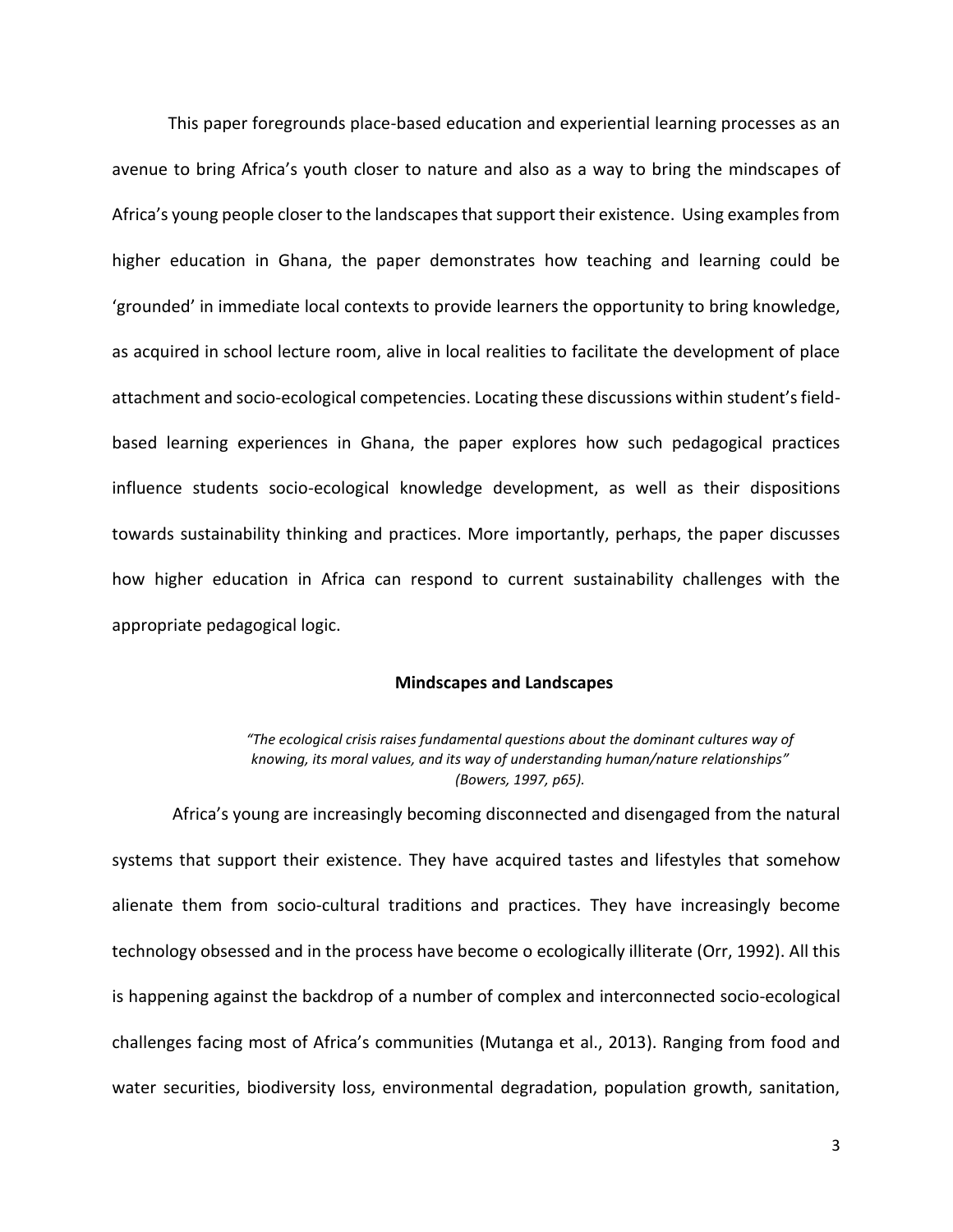This paper foregrounds place-based education and experiential learning processes as an avenue to bring Africa's youth closer to nature and also as a way to bring the mindscapes of Africa's young people closer to the landscapes that support their existence. Using examples from higher education in Ghana, the paper demonstrates how teaching and learning could be 'grounded' in immediate local contexts to provide learners the opportunity to bring knowledge, as acquired in school lecture room, alive in local realities to facilitate the development of place attachment and socio-ecological competencies. Locating these discussions within student's field-based learning experiences in Ghana, the paper explores how such pedagogical practices influence students socio-ecological knowledge development, as well as their dispositions towards sustainability thinking and practices. More importantly, perhaps, the paper discusses how higher education in Africa can respond to current sustainability challenges with the appropriate pedagogical logic.

## Mindscapes and Landscapes

> *"The ecological crisis raises fundamental questions about the dominant cultures way of knowing, its moral values, and its way of understanding human/nature relationships" (Bowers, 1997, p65).*

Africa's young are increasingly becoming disconnected and disengaged from the natural systems that support their existence. They have acquired tastes and lifestyles that somehow alienate them from socio-cultural traditions and practices. They have increasingly become technology obsessed and in the process have become o ecologically illiterate (Orr, 1992). All this is happening against the backdrop of a number of complex and interconnected socio-ecological challenges facing most of Africa's communities (Mutanga et al., 2013). Ranging from food and water securities, biodiversity loss, environmental degradation, population growth, sanitation,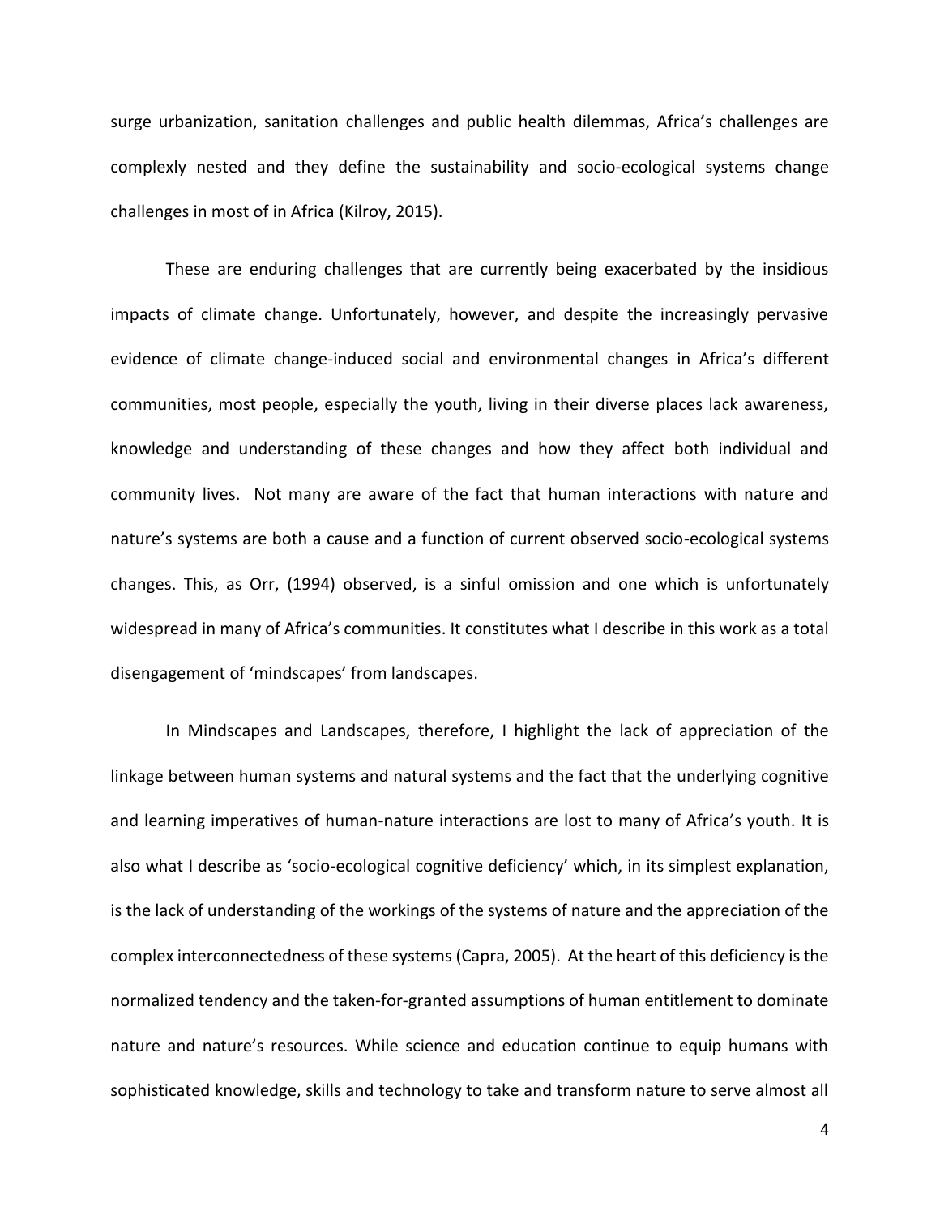surge urbanization, sanitation challenges and public health dilemmas, Africa's challenges are complexly nested and they define the sustainability and socio-ecological systems change challenges in most of in Africa (Kilroy, 2015).

These are enduring challenges that are currently being exacerbated by the insidious impacts of climate change. Unfortunately, however, and despite the increasingly pervasive evidence of climate change-induced social and environmental changes in Africa's different communities, most people, especially the youth, living in their diverse places lack awareness, knowledge and understanding of these changes and how they affect both individual and community lives. Not many are aware of the fact that human interactions with nature and nature's systems are both a cause and a function of current observed socio-ecological systems changes. This, as Orr, (1994) observed, is a sinful omission and one which is unfortunately widespread in many of Africa's communities. It constitutes what I describe in this work as a total disengagement of 'mindscapes' from landscapes.

In Mindscapes and Landscapes, therefore, I highlight the lack of appreciation of the linkage between human systems and natural systems and the fact that the underlying cognitive and learning imperatives of human-nature interactions are lost to many of Africa's youth. It is also what I describe as 'socio-ecological cognitive deficiency' which, in its simplest explanation, is the lack of understanding of the workings of the systems of nature and the appreciation of the complex interconnectedness of these systems (Capra, 2005). At the heart of this deficiency is the normalized tendency and the taken-for-granted assumptions of human entitlement to dominate nature and nature's resources. While science and education continue to equip humans with sophisticated knowledge, skills and technology to take and transform nature to serve almost all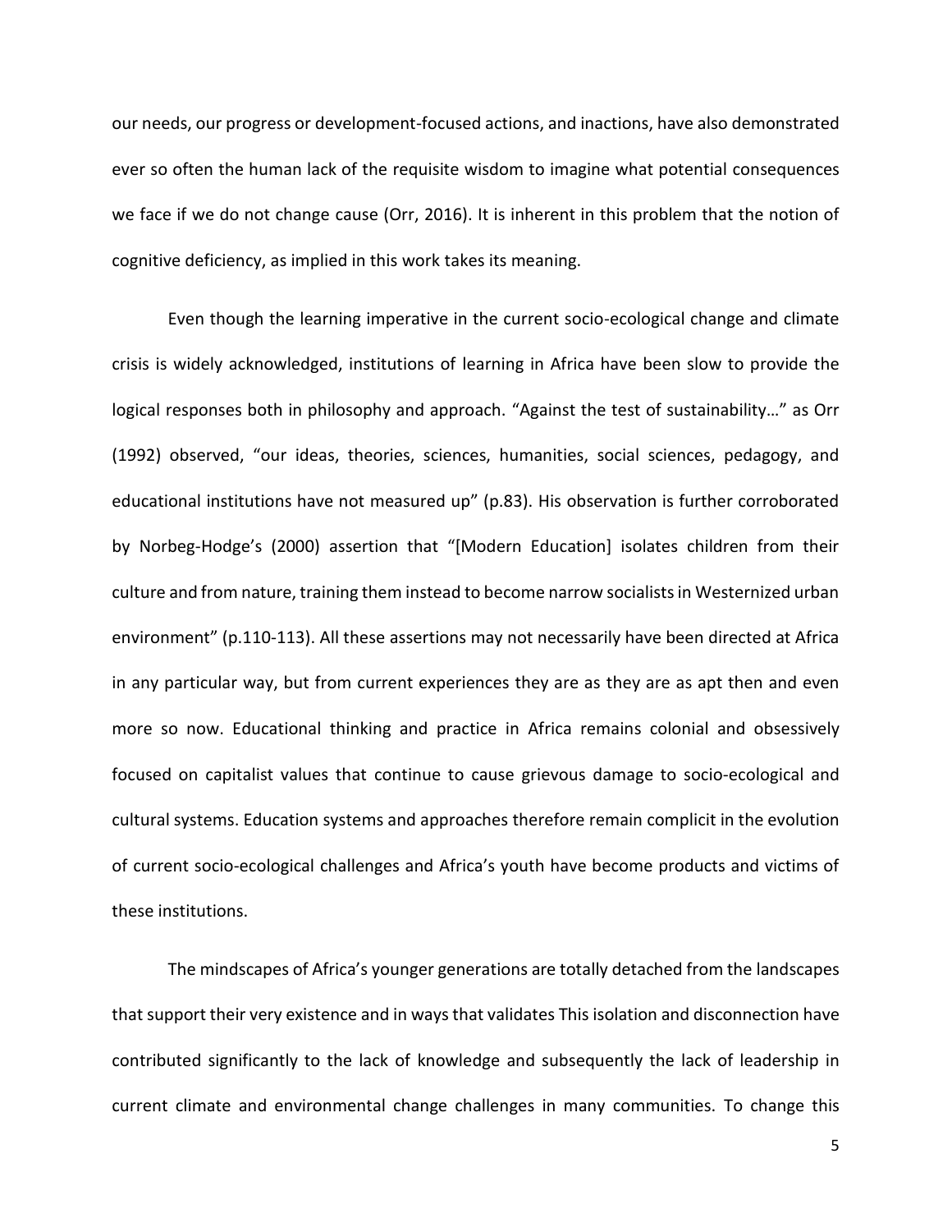our needs, our progress or development-focused actions, and inactions, have also demonstrated ever so often the human lack of the requisite wisdom to imagine what potential consequences we face if we do not change cause (Orr, 2016). It is inherent in this problem that the notion of cognitive deficiency, as implied in this work takes its meaning.

Even though the learning imperative in the current socio-ecological change and climate crisis is widely acknowledged, institutions of learning in Africa have been slow to provide the logical responses both in philosophy and approach. "Against the test of sustainability…" as Orr (1992) observed, "our ideas, theories, sciences, humanities, social sciences, pedagogy, and educational institutions have not measured up" (p.83). His observation is further corroborated by Norbeg-Hodge's (2000) assertion that "[Modern Education] isolates children from their culture and from nature, training them instead to become narrow socialists in Westernized urban environment" (p.110-113). All these assertions may not necessarily have been directed at Africa in any particular way, but from current experiences they are as they are as apt then and even more so now. Educational thinking and practice in Africa remains colonial and obsessively focused on capitalist values that continue to cause grievous damage to socio-ecological and cultural systems. Education systems and approaches therefore remain complicit in the evolution of current socio-ecological challenges and Africa's youth have become products and victims of these institutions.

The mindscapes of Africa's younger generations are totally detached from the landscapes that support their very existence and in ways that validates This isolation and disconnection have contributed significantly to the lack of knowledge and subsequently the lack of leadership in current climate and environmental change challenges in many communities. To change this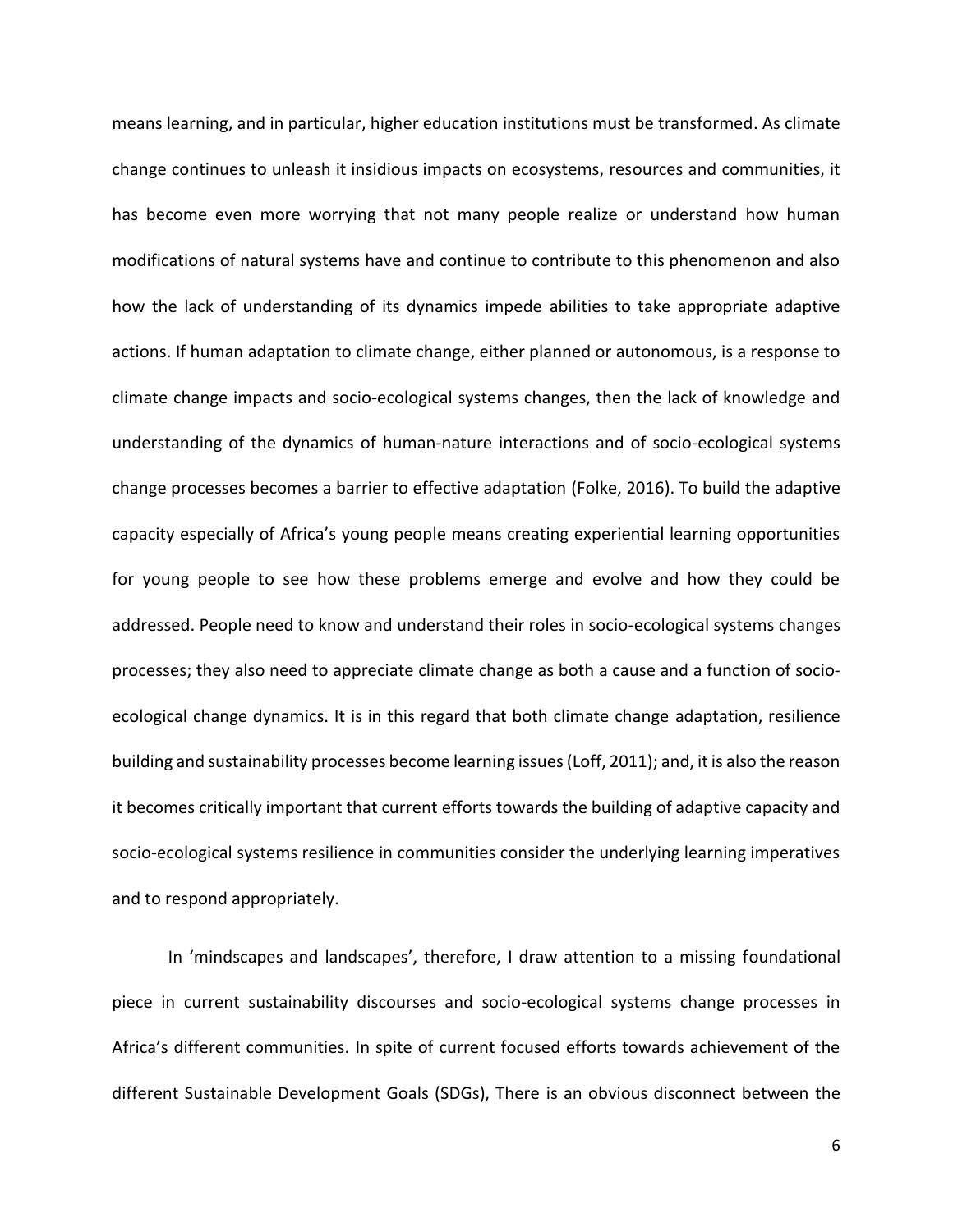means learning, and in particular, higher education institutions must be transformed. As climate change continues to unleash it insidious impacts on ecosystems, resources and communities, it has become even more worrying that not many people realize or understand how human modifications of natural systems have and continue to contribute to this phenomenon and also how the lack of understanding of its dynamics impede abilities to take appropriate adaptive actions. If human adaptation to climate change, either planned or autonomous, is a response to climate change impacts and socio-ecological systems changes, then the lack of knowledge and understanding of the dynamics of human-nature interactions and of socio-ecological systems change processes becomes a barrier to effective adaptation (Folke, 2016). To build the adaptive capacity especially of Africa's young people means creating experiential learning opportunities for young people to see how these problems emerge and evolve and how they could be addressed. People need to know and understand their roles in socio-ecological systems changes processes; they also need to appreciate climate change as both a cause and a function of socio-ecological change dynamics. It is in this regard that both climate change adaptation, resilience building and sustainability processes become learning issues (Loff, 2011); and, it is also the reason it becomes critically important that current efforts towards the building of adaptive capacity and socio-ecological systems resilience in communities consider the underlying learning imperatives and to respond appropriately.

In 'mindscapes and landscapes', therefore, I draw attention to a missing foundational piece in current sustainability discourses and socio-ecological systems change processes in Africa's different communities. In spite of current focused efforts towards achievement of the different Sustainable Development Goals (SDGs), There is an obvious disconnect between the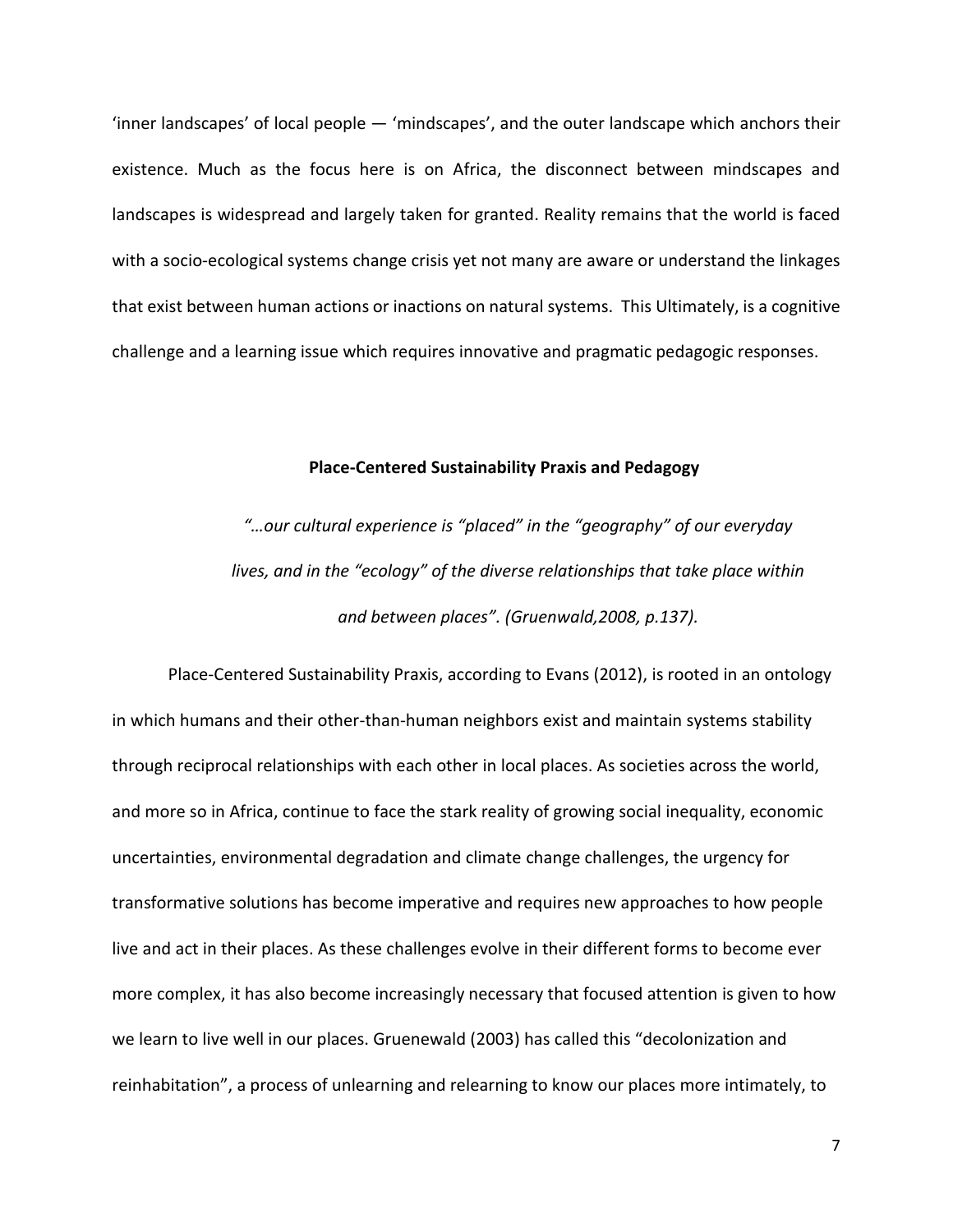'inner landscapes' of local people — 'mindscapes', and the outer landscape which anchors their existence. Much as the focus here is on Africa, the disconnect between mindscapes and landscapes is widespread and largely taken for granted. Reality remains that the world is faced with a socio-ecological systems change crisis yet not many are aware or understand the linkages that exist between human actions or inactions on natural systems. This Ultimately, is a cognitive challenge and a learning issue which requires innovative and pragmatic pedagogic responses.

## Place-Centered Sustainability Praxis and Pedagogy

> *"…our cultural experience is "placed" in the "geography" of our everyday lives, and in the "ecology" of the diverse relationships that take place within and between places". (Gruenwald,2008, p.137).*

Place-Centered Sustainability Praxis, according to Evans (2012), is rooted in an ontology in which humans and their other-than-human neighbors exist and maintain systems stability through reciprocal relationships with each other in local places. As societies across the world, and more so in Africa, continue to face the stark reality of growing social inequality, economic uncertainties, environmental degradation and climate change challenges, the urgency for transformative solutions has become imperative and requires new approaches to how people live and act in their places. As these challenges evolve in their different forms to become ever more complex, it has also become increasingly necessary that focused attention is given to how we learn to live well in our places. Gruenewald (2003) has called this "decolonization and reinhabitation", a process of unlearning and relearning to know our places more intimately, to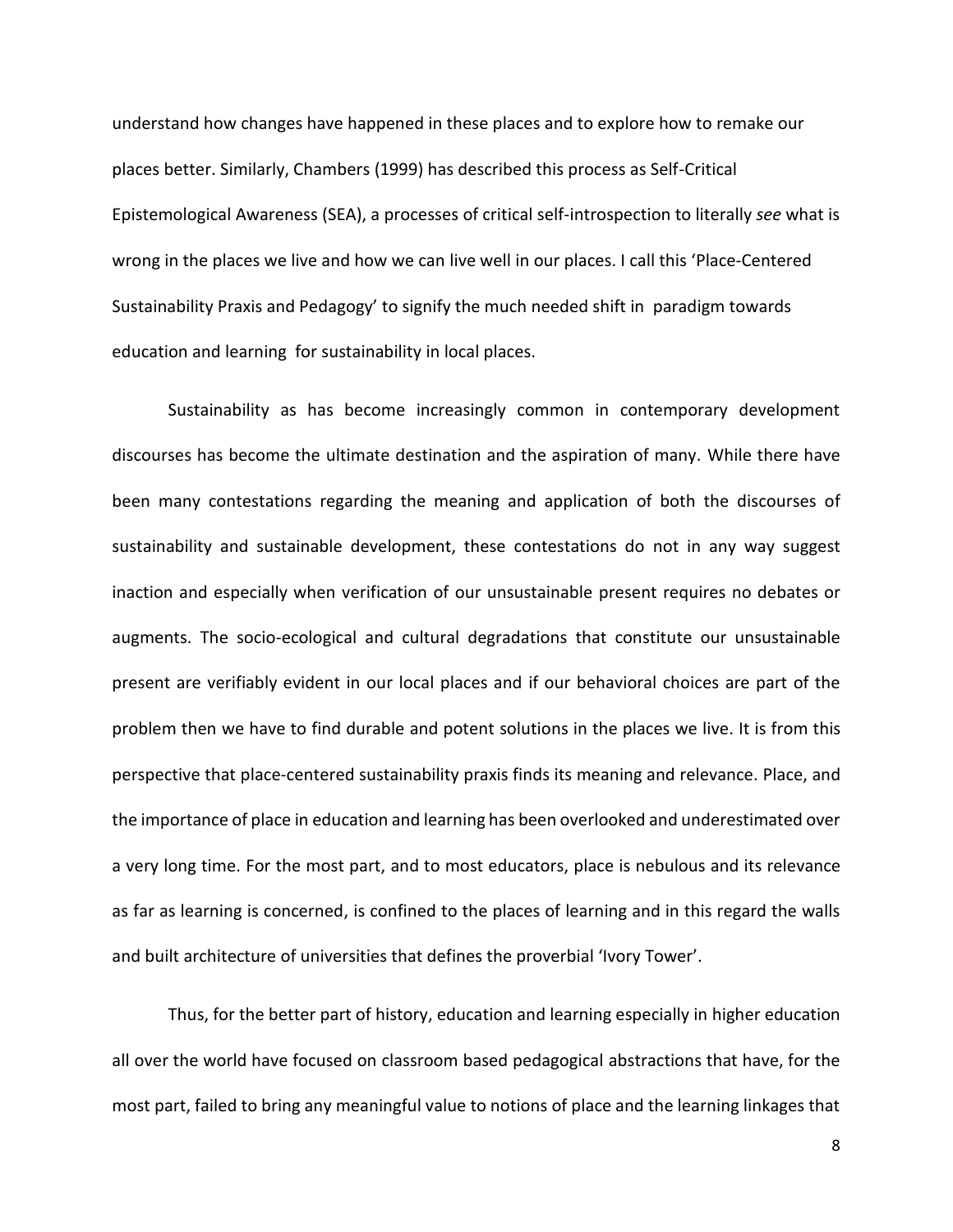understand how changes have happened in these places and to explore how to remake our places better. Similarly, Chambers (1999) has described this process as Self-Critical Epistemological Awareness (SEA), a processes of critical self-introspection to literally *see* what is wrong in the places we live and how we can live well in our places. I call this 'Place-Centered Sustainability Praxis and Pedagogy' to signify the much needed shift in paradigm towards education and learning for sustainability in local places.

Sustainability as has become increasingly common in contemporary development discourses has become the ultimate destination and the aspiration of many. While there have been many contestations regarding the meaning and application of both the discourses of sustainability and sustainable development, these contestations do not in any way suggest inaction and especially when verification of our unsustainable present requires no debates or augments. The socio-ecological and cultural degradations that constitute our unsustainable present are verifiably evident in our local places and if our behavioral choices are part of the problem then we have to find durable and potent solutions in the places we live. It is from this perspective that place-centered sustainability praxis finds its meaning and relevance. Place, and the importance of place in education and learning has been overlooked and underestimated over a very long time. For the most part, and to most educators, place is nebulous and its relevance as far as learning is concerned, is confined to the places of learning and in this regard the walls and built architecture of universities that defines the proverbial 'Ivory Tower'.

Thus, for the better part of history, education and learning especially in higher education all over the world have focused on classroom based pedagogical abstractions that have, for the most part, failed to bring any meaningful value to notions of place and the learning linkages that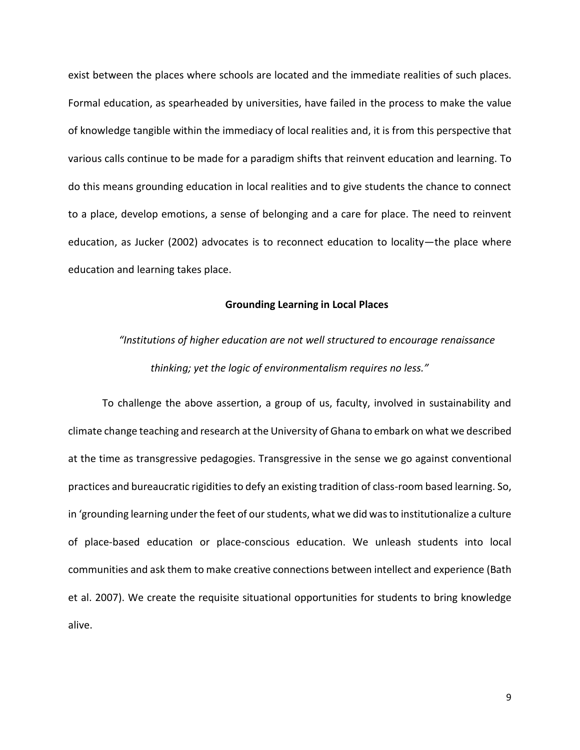exist between the places where schools are located and the immediate realities of such places. Formal education, as spearheaded by universities, have failed in the process to make the value of knowledge tangible within the immediacy of local realities and, it is from this perspective that various calls continue to be made for a paradigm shifts that reinvent education and learning. To do this means grounding education in local realities and to give students the chance to connect to a place, develop emotions, a sense of belonging and a care for place. The need to reinvent education, as Jucker (2002) advocates is to reconnect education to locality—the place where education and learning takes place.

## Grounding Learning in Local Places

> *"Institutions of higher education are not well structured to encourage renaissance thinking; yet the logic of environmentalism requires no less."*

To challenge the above assertion, a group of us, faculty, involved in sustainability and climate change teaching and research at the University of Ghana to embark on what we described at the time as transgressive pedagogies. Transgressive in the sense we go against conventional practices and bureaucratic rigidities to defy an existing tradition of class-room based learning. So, in 'grounding learning under the feet of our students, what we did was to institutionalize a culture of place-based education or place-conscious education. We unleash students into local communities and ask them to make creative connections between intellect and experience (Bath et al. 2007). We create the requisite situational opportunities for students to bring knowledge alive.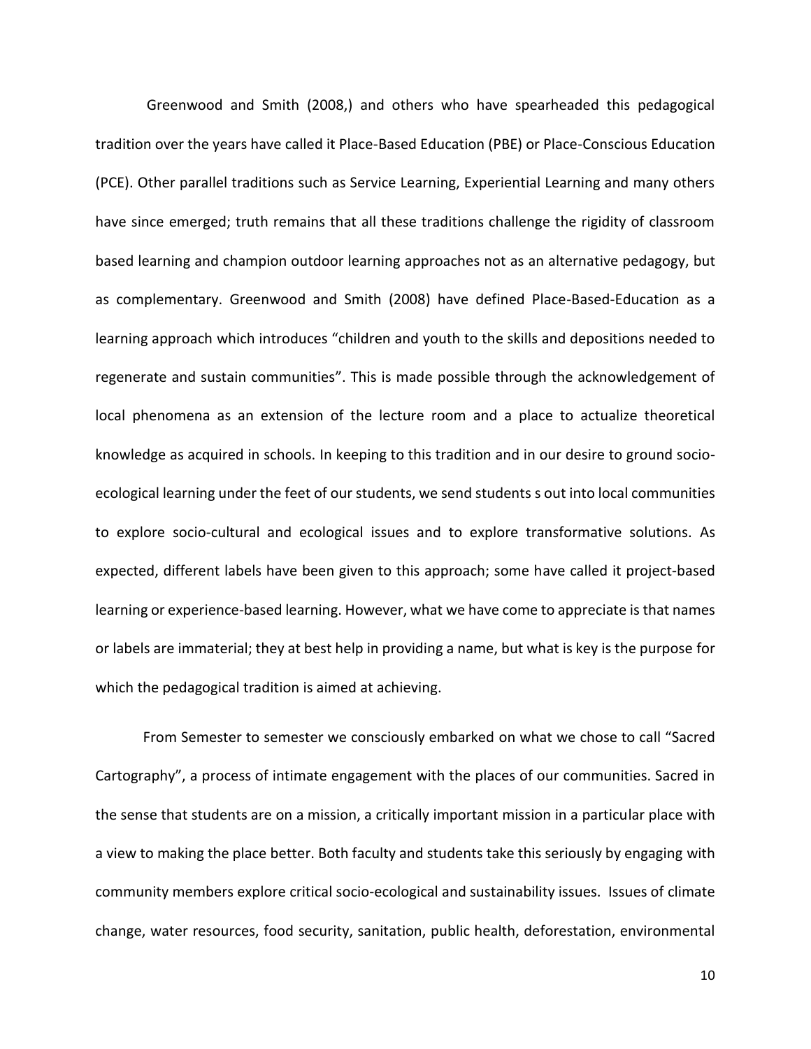Greenwood and Smith (2008,) and others who have spearheaded this pedagogical tradition over the years have called it Place-Based Education (PBE) or Place-Conscious Education (PCE). Other parallel traditions such as Service Learning, Experiential Learning and many others have since emerged; truth remains that all these traditions challenge the rigidity of classroom based learning and champion outdoor learning approaches not as an alternative pedagogy, but as complementary. Greenwood and Smith (2008) have defined Place-Based-Education as a learning approach which introduces "children and youth to the skills and depositions needed to regenerate and sustain communities". This is made possible through the acknowledgement of local phenomena as an extension of the lecture room and a place to actualize theoretical knowledge as acquired in schools. In keeping to this tradition and in our desire to ground socio-ecological learning under the feet of our students, we send students s out into local communities to explore socio-cultural and ecological issues and to explore transformative solutions. As expected, different labels have been given to this approach; some have called it project-based learning or experience-based learning. However, what we have come to appreciate is that names or labels are immaterial; they at best help in providing a name, but what is key is the purpose for which the pedagogical tradition is aimed at achieving.

From Semester to semester we consciously embarked on what we chose to call "Sacred Cartography", a process of intimate engagement with the places of our communities. Sacred in the sense that students are on a mission, a critically important mission in a particular place with a view to making the place better. Both faculty and students take this seriously by engaging with community members explore critical socio-ecological and sustainability issues. Issues of climate change, water resources, food security, sanitation, public health, deforestation, environmental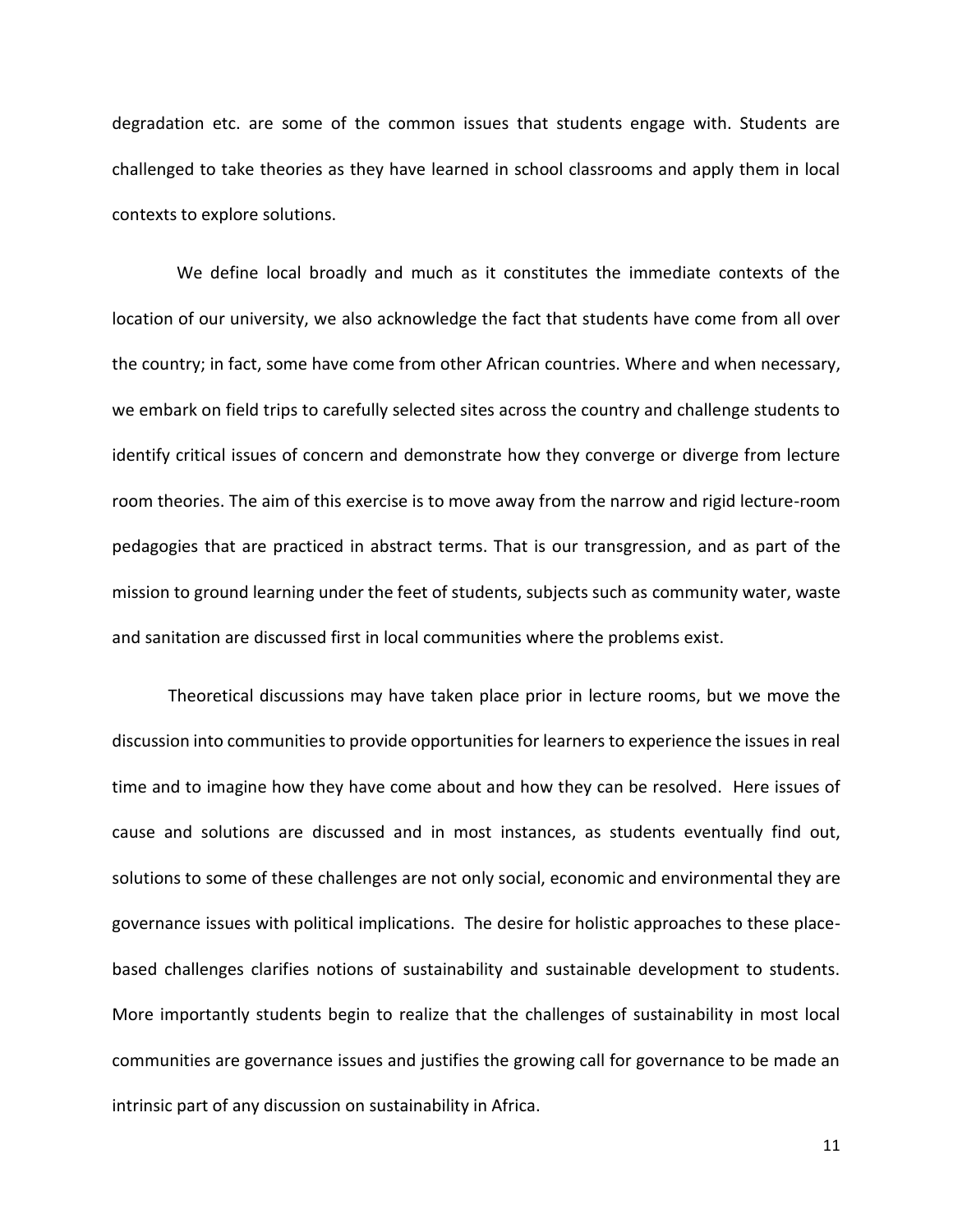degradation etc. are some of the common issues that students engage with. Students are challenged to take theories as they have learned in school classrooms and apply them in local contexts to explore solutions.

We define local broadly and much as it constitutes the immediate contexts of the location of our university, we also acknowledge the fact that students have come from all over the country; in fact, some have come from other African countries. Where and when necessary, we embark on field trips to carefully selected sites across the country and challenge students to identify critical issues of concern and demonstrate how they converge or diverge from lecture room theories. The aim of this exercise is to move away from the narrow and rigid lecture-room pedagogies that are practiced in abstract terms. That is our transgression, and as part of the mission to ground learning under the feet of students, subjects such as community water, waste and sanitation are discussed first in local communities where the problems exist.

Theoretical discussions may have taken place prior in lecture rooms, but we move the discussion into communities to provide opportunities for learners to experience the issues in real time and to imagine how they have come about and how they can be resolved. Here issues of cause and solutions are discussed and in most instances, as students eventually find out, solutions to some of these challenges are not only social, economic and environmental they are governance issues with political implications. The desire for holistic approaches to these place-based challenges clarifies notions of sustainability and sustainable development to students. More importantly students begin to realize that the challenges of sustainability in most local communities are governance issues and justifies the growing call for governance to be made an intrinsic part of any discussion on sustainability in Africa.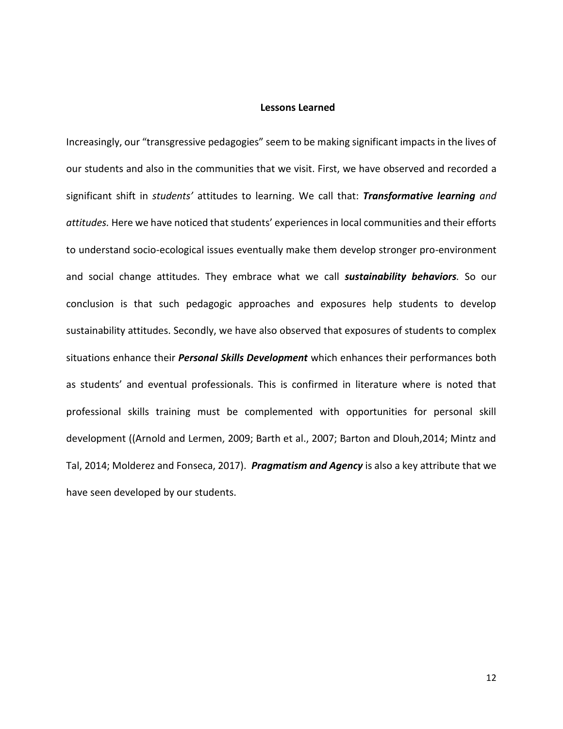## Lessons Learned

Increasingly, our "transgressive pedagogies" seem to be making significant impacts in the lives of our students and also in the communities that we visit. First, we have observed and recorded a significant shift in *students'* attitudes to learning. We call that: ***Transformative learning*** *and attitudes.* Here we have noticed that students' experiences in local communities and their efforts to understand socio-ecological issues eventually make them develop stronger pro-environment and social change attitudes. They embrace what we call ***sustainability behaviors****.* So our conclusion is that such pedagogic approaches and exposures help students to develop sustainability attitudes. Secondly, we have also observed that exposures of students to complex situations enhance their ***Personal Skills Development*** which enhances their performances both as students' and eventual professionals. This is confirmed in literature where is noted that professional skills training must be complemented with opportunities for personal skill development ((Arnold and Lermen, 2009; Barth et al., 2007; Barton and Dlouh,2014; Mintz and Tal, 2014; Molderez and Fonseca, 2017). ***Pragmatism and Agency*** is also a key attribute that we have seen developed by our students.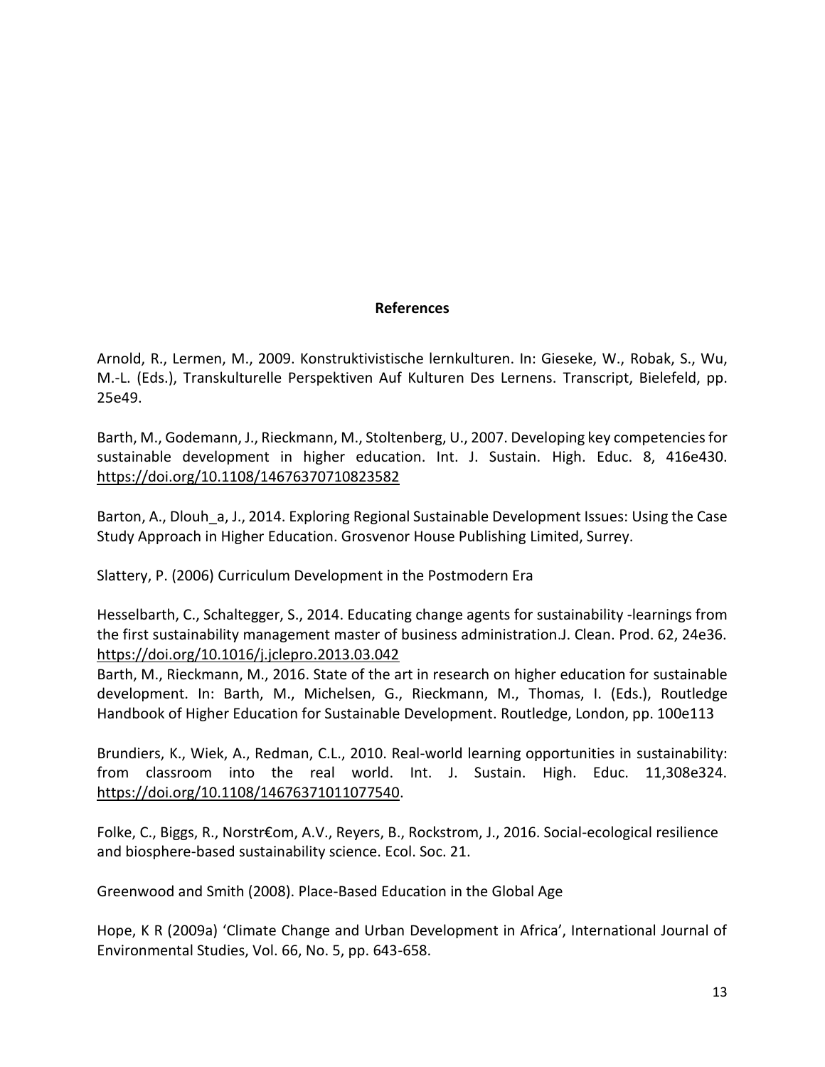## References

Arnold, R., Lermen, M., 2009. Konstruktivistische lernkulturen. In: Gieseke, W., Robak, S., Wu, M.-L. (Eds.), Transkulturelle Perspektiven Auf Kulturen Des Lernens. Transcript, Bielefeld, pp. 25e49.

Barth, M., Godemann, J., Rieckmann, M., Stoltenberg, U., 2007. Developing key competencies for sustainable development in higher education. Int. J. Sustain. High. Educ. 8, 416e430. https://doi.org/10.1108/14676370710823582

Barton, A., Dlouh_a, J., 2014. Exploring Regional Sustainable Development Issues: Using the Case Study Approach in Higher Education. Grosvenor House Publishing Limited, Surrey.

Slattery, P. (2006) Curriculum Development in the Postmodern Era

Hesselbarth, C., Schaltegger, S., 2014. Educating change agents for sustainability -learnings from the first sustainability management master of business administration.J. Clean. Prod. 62, 24e36. https://doi.org/10.1016/j.jclepro.2013.03.042

Barth, M., Rieckmann, M., 2016. State of the art in research on higher education for sustainable development. In: Barth, M., Michelsen, G., Rieckmann, M., Thomas, I. (Eds.), Routledge Handbook of Higher Education for Sustainable Development. Routledge, London, pp. 100e113

Brundiers, K., Wiek, A., Redman, C.L., 2010. Real-world learning opportunities in sustainability: from classroom into the real world. Int. J. Sustain. High. Educ. 11,308e324. https://doi.org/10.1108/14676371011077540.

Folke, C., Biggs, R., Norstr€om, A.V., Reyers, B., Rockstrom, J., 2016. Social-ecological resilience and biosphere-based sustainability science. Ecol. Soc. 21.

Greenwood and Smith (2008). Place-Based Education in the Global Age

Hope, K R (2009a) 'Climate Change and Urban Development in Africa', International Journal of Environmental Studies, Vol. 66, No. 5, pp. 643-658.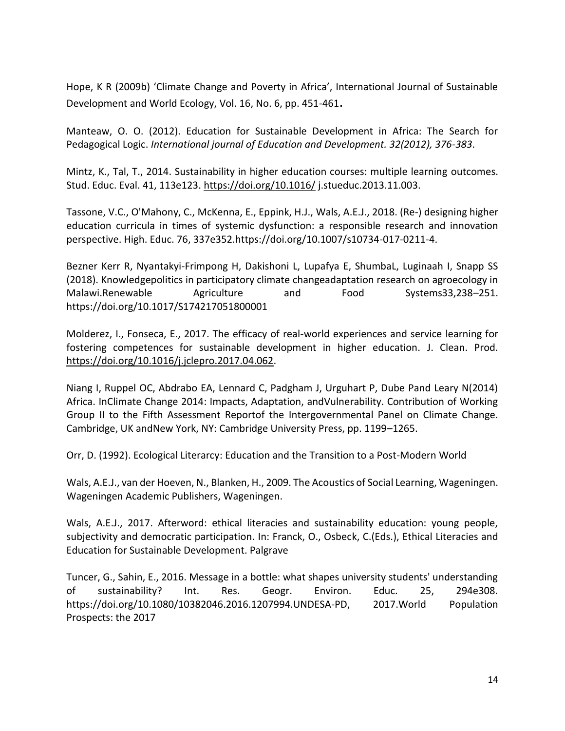Hope, K R (2009b) 'Climate Change and Poverty in Africa', International Journal of Sustainable Development and World Ecology, Vol. 16, No. 6, pp. 451-461.

Manteaw, O. O. (2012). Education for Sustainable Development in Africa: The Search for Pedagogical Logic. *International journal of Education and Development. 32(2012), 376-383*.

Mintz, K., Tal, T., 2014. Sustainability in higher education courses: multiple learning outcomes. Stud. Educ. Eval. 41, 113e123. https://doi.org/10.1016/ j.stueduc.2013.11.003.

Tassone, V.C., O'Mahony, C., McKenna, E., Eppink, H.J., Wals, A.E.J., 2018. (Re-) designing higher education curricula in times of systemic dysfunction: a responsible research and innovation perspective. High. Educ. 76, 337e352.https://doi.org/10.1007/s10734-017-0211-4.

Bezner Kerr R, Nyantakyi-Frimpong H, Dakishoni L, Lupafya E, ShumbaL, Luginaah I, Snapp SS (2018). Knowledgepolitics in participatory climate changeadaptation research on agroecology in Malawi.Renewable Agriculture and Food Systems33,238–251. https://doi.org/10.1017/S174217051800001

Molderez, I., Fonseca, E., 2017. The efficacy of real-world experiences and service learning for fostering competences for sustainable development in higher education. J. Clean. Prod. https://doi.org/10.1016/j.jclepro.2017.04.062.

Niang I, Ruppel OC, Abdrabo EA, Lennard C, Padgham J, Urguhart P, Dube Pand Leary N(2014) Africa. InClimate Change 2014: Impacts, Adaptation, andVulnerability. Contribution of Working Group II to the Fifth Assessment Reportof the Intergovernmental Panel on Climate Change. Cambridge, UK andNew York, NY: Cambridge University Press, pp. 1199–1265.

Orr, D. (1992). Ecological Literarcy: Education and the Transition to a Post-Modern World

Wals, A.E.J., van der Hoeven, N., Blanken, H., 2009. The Acoustics of Social Learning, Wageningen. Wageningen Academic Publishers, Wageningen.

Wals, A.E.J., 2017. Afterword: ethical literacies and sustainability education: young people, subjectivity and democratic participation. In: Franck, O., Osbeck, C.(Eds.), Ethical Literacies and Education for Sustainable Development. Palgrave

Tuncer, G., Sahin, E., 2016. Message in a bottle: what shapes university students' understanding of sustainability? Int. Res. Geogr. Environ. Educ. 25, 294e308. https://doi.org/10.1080/10382046.2016.1207994.UNDESA-PD, 2017.World Population Prospects: the 2017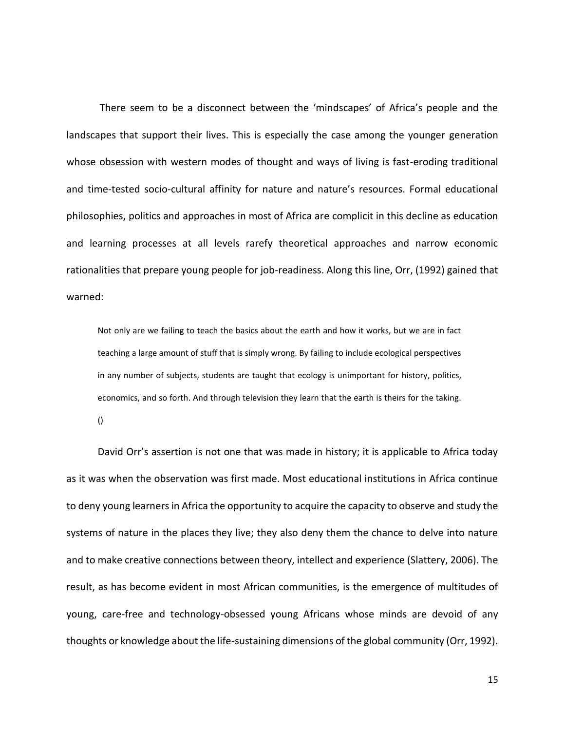There seem to be a disconnect between the 'mindscapes' of Africa's people and the landscapes that support their lives. This is especially the case among the younger generation whose obsession with western modes of thought and ways of living is fast-eroding traditional and time-tested socio-cultural affinity for nature and nature's resources. Formal educational philosophies, politics and approaches in most of Africa are complicit in this decline as education and learning processes at all levels rarefy theoretical approaches and narrow economic rationalities that prepare young people for job-readiness. Along this line, Orr, (1992) gained that warned:

> Not only are we failing to teach the basics about the earth and how it works, but we are in fact teaching a large amount of stuff that is simply wrong. By failing to include ecological perspectives in any number of subjects, students are taught that ecology is unimportant for history, politics, economics, and so forth. And through television they learn that the earth is theirs for the taking. ()

David Orr's assertion is not one that was made in history; it is applicable to Africa today as it was when the observation was first made. Most educational institutions in Africa continue to deny young learners in Africa the opportunity to acquire the capacity to observe and study the systems of nature in the places they live; they also deny them the chance to delve into nature and to make creative connections between theory, intellect and experience (Slattery, 2006). The result, as has become evident in most African communities, is the emergence of multitudes of young, care-free and technology-obsessed young Africans whose minds are devoid of any thoughts or knowledge about the life-sustaining dimensions of the global community (Orr, 1992).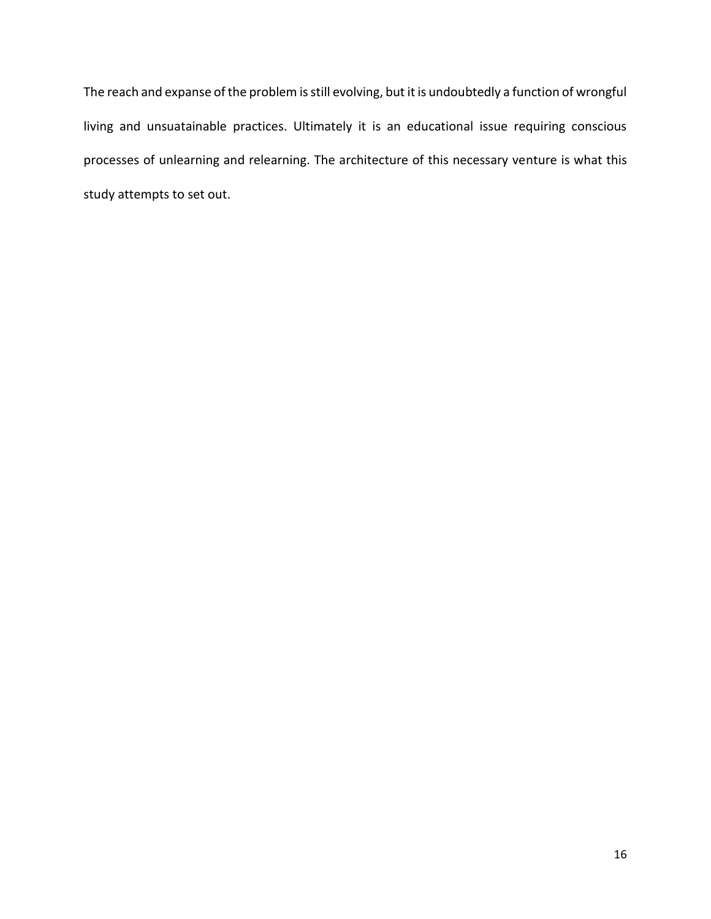The reach and expanse of the problem is still evolving, but it is undoubtedly a function of wrongful living and unsuatainable practices. Ultimately it is an educational issue requiring conscious processes of unlearning and relearning. The architecture of this necessary venture is what this study attempts to set out.